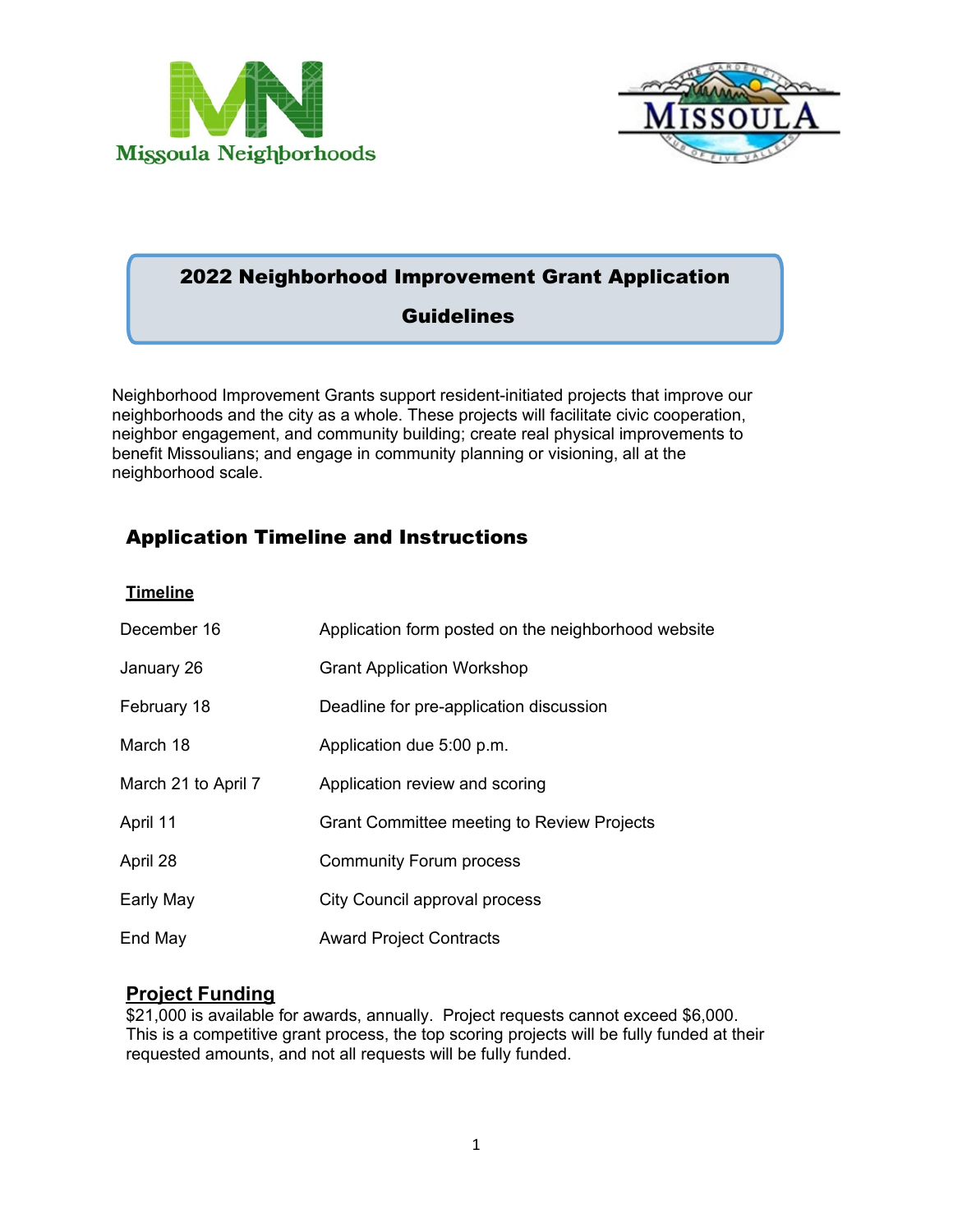# 2022 Neighborhood Improvement Grant Application Guidelines

Neighborhood Improvement Grants support resident-initiated projects that improve our neighborhoods and the city as a whole. These projects will facilitate civic cooperation, neighbor engagement, and community building; create real physical improvements to benefit Missoulians; and engage in community planning or visioning, all at the neighborhood scale.

## Application Timeline and Instructions

### Timeline

| | |
|---|---|
| December 16 | Application form posted on the neighborhood website |
| January 26 | Grant Application Workshop |
| February 18 | Deadline for pre-application discussion |
| March 18 | Application due 5:00 p.m. |
| March 21 to April 7 | Application review and scoring |
| April 11 | Grant Committee meeting to Review Projects |
| April 28 | Community Forum process |
| Early May | City Council approval process |
| End May | Award Project Contracts |

### Project Funding

$21,000 is available for awards, annually. Project requests cannot exceed $6,000. This is a competitive grant process, the top scoring projects will be fully funded at their requested amounts, and not all requests will be fully funded.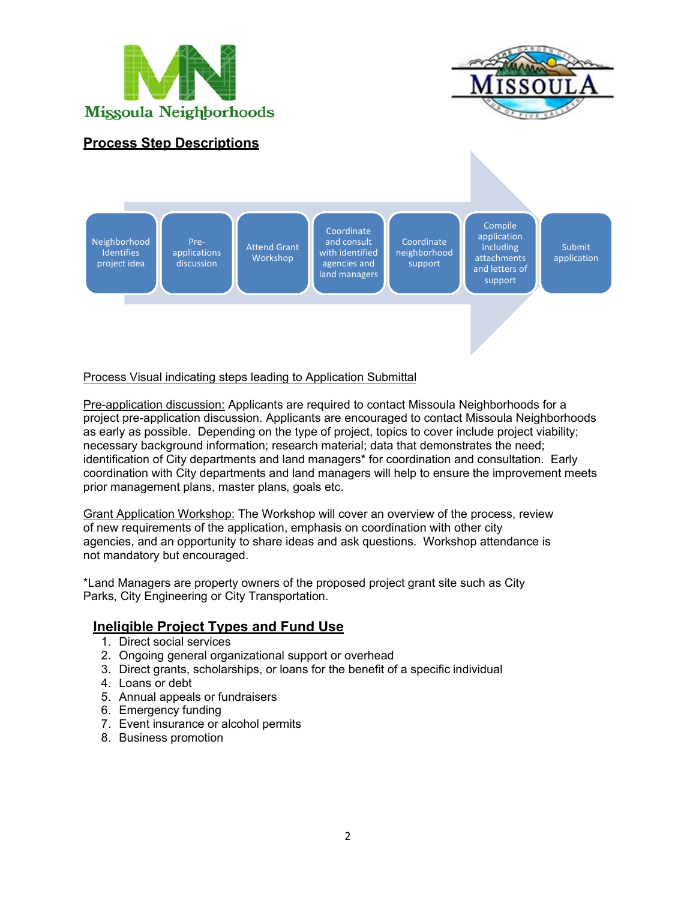## Process Step Descriptions

Neighborhood Identifies project idea → Pre-applications discussion → Attend Grant Workshop → Coordinate and consult with identified agencies and land managers → Coordinate neighborhood support → Compile application including attachments and letters of support → Submit application

Process Visual indicating steps leading to Application Submittal

Pre-application discussion: Applicants are required to contact Missoula Neighborhoods for a project pre-application discussion. Applicants are encouraged to contact Missoula Neighborhoods as early as possible. Depending on the type of project, topics to cover include project viability; necessary background information; research material; data that demonstrates the need; identification of City departments and land managers* for coordination and consultation. Early coordination with City departments and land managers will help to ensure the improvement meets prior management plans, master plans, goals etc.

Grant Application Workshop: The Workshop will cover an overview of the process, review of new requirements of the application, emphasis on coordination with other city agencies, and an opportunity to share ideas and ask questions. Workshop attendance is not mandatory but encouraged.

*Land Managers are property owners of the proposed project grant site such as City Parks, City Engineering or City Transportation.

## Ineligible Project Types and Fund Use

1. Direct social services
2. Ongoing general organizational support or overhead
3. Direct grants, scholarships, or loans for the benefit of a specific individual
4. Loans or debt
5. Annual appeals or fundraisers
6. Emergency funding
7. Event insurance or alcohol permits
8. Business promotion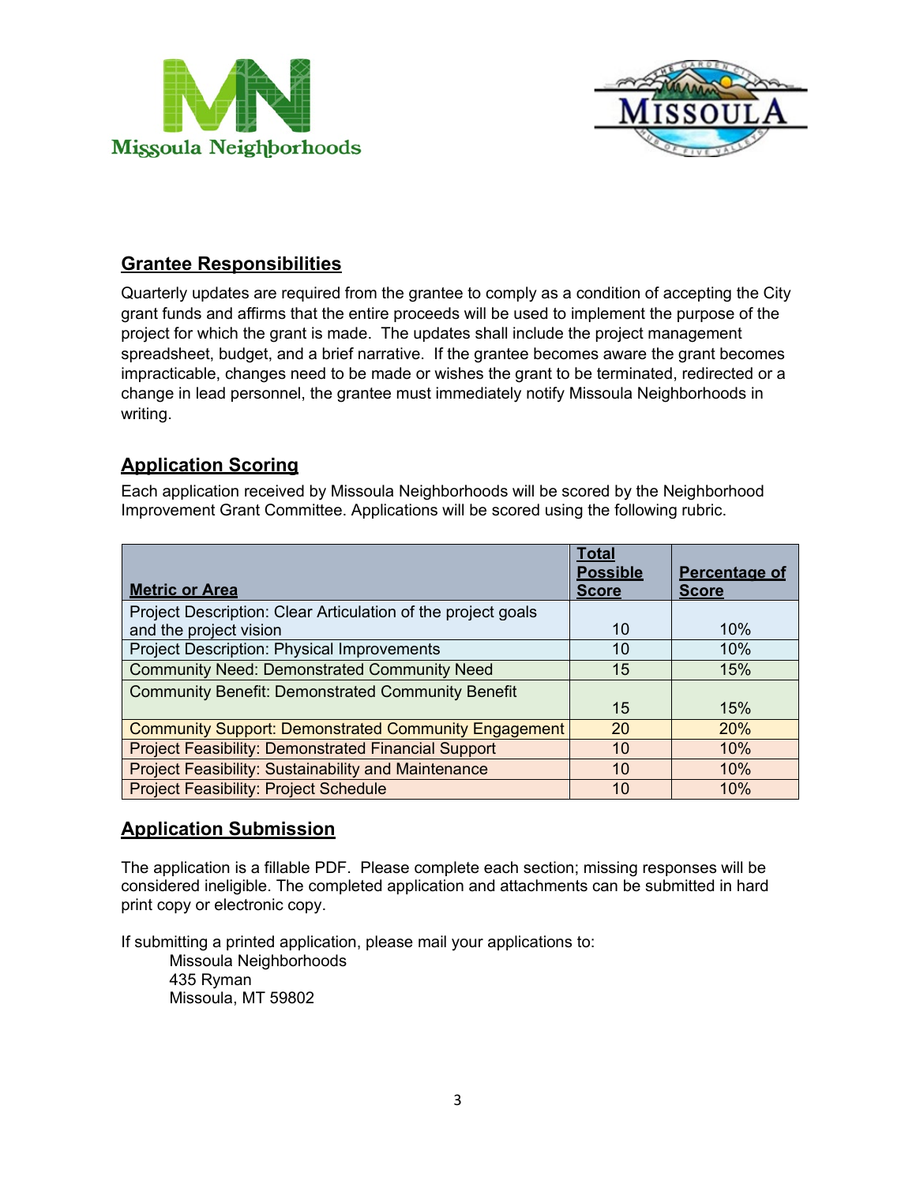## Grantee Responsibilities

Quarterly updates are required from the grantee to comply as a condition of accepting the City grant funds and affirms that the entire proceeds will be used to implement the purpose of the project for which the grant is made. The updates shall include the project management spreadsheet, budget, and a brief narrative. If the grantee becomes aware the grant becomes impracticable, changes need to be made or wishes the grant to be terminated, redirected or a change in lead personnel, the grantee must immediately notify Missoula Neighborhoods in writing.

## Application Scoring

Each application received by Missoula Neighborhoods will be scored by the Neighborhood Improvement Grant Committee. Applications will be scored using the following rubric.

| Metric or Area | Total Possible Score | Percentage of Score |
|---|---|---|
| Project Description: Clear Articulation of the project goals and the project vision | 10 | 10% |
| Project Description: Physical Improvements | 10 | 10% |
| Community Need: Demonstrated Community Need | 15 | 15% |
| Community Benefit: Demonstrated Community Benefit | 15 | 15% |
| Community Support: Demonstrated Community Engagement | 20 | 20% |
| Project Feasibility: Demonstrated Financial Support | 10 | 10% |
| Project Feasibility: Sustainability and Maintenance | 10 | 10% |
| Project Feasibility: Project Schedule | 10 | 10% |

## Application Submission

The application is a fillable PDF. Please complete each section; missing responses will be considered ineligible. The completed application and attachments can be submitted in hard print copy or electronic copy.

If submitting a printed application, please mail your applications to:

Missoula Neighborhoods
435 Ryman
Missoula, MT 59802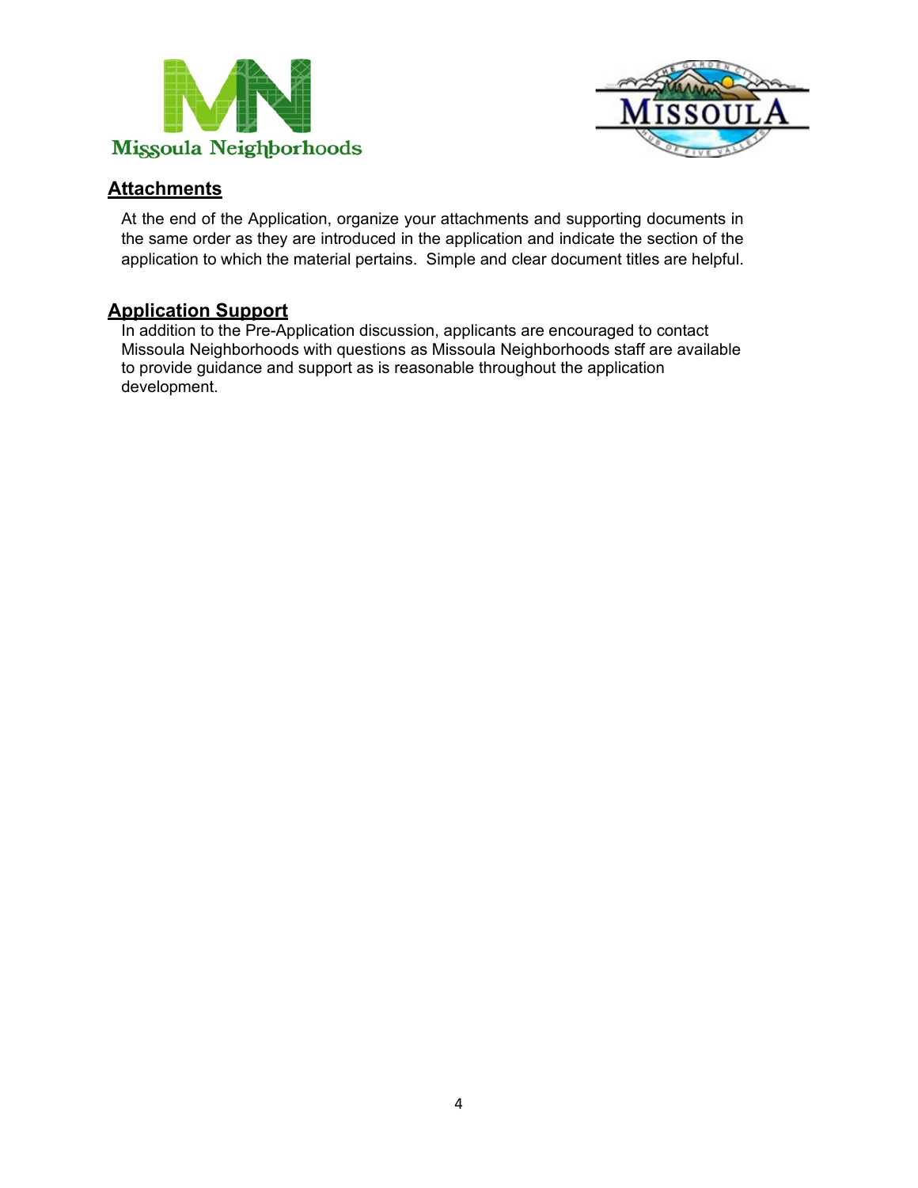## Attachments

At the end of the Application, organize your attachments and supporting documents in the same order as they are introduced in the application and indicate the section of the application to which the material pertains. Simple and clear document titles are helpful.

## Application Support

In addition to the Pre-Application discussion, applicants are encouraged to contact Missoula Neighborhoods with questions as Missoula Neighborhoods staff are available to provide guidance and support as is reasonable throughout the application development.